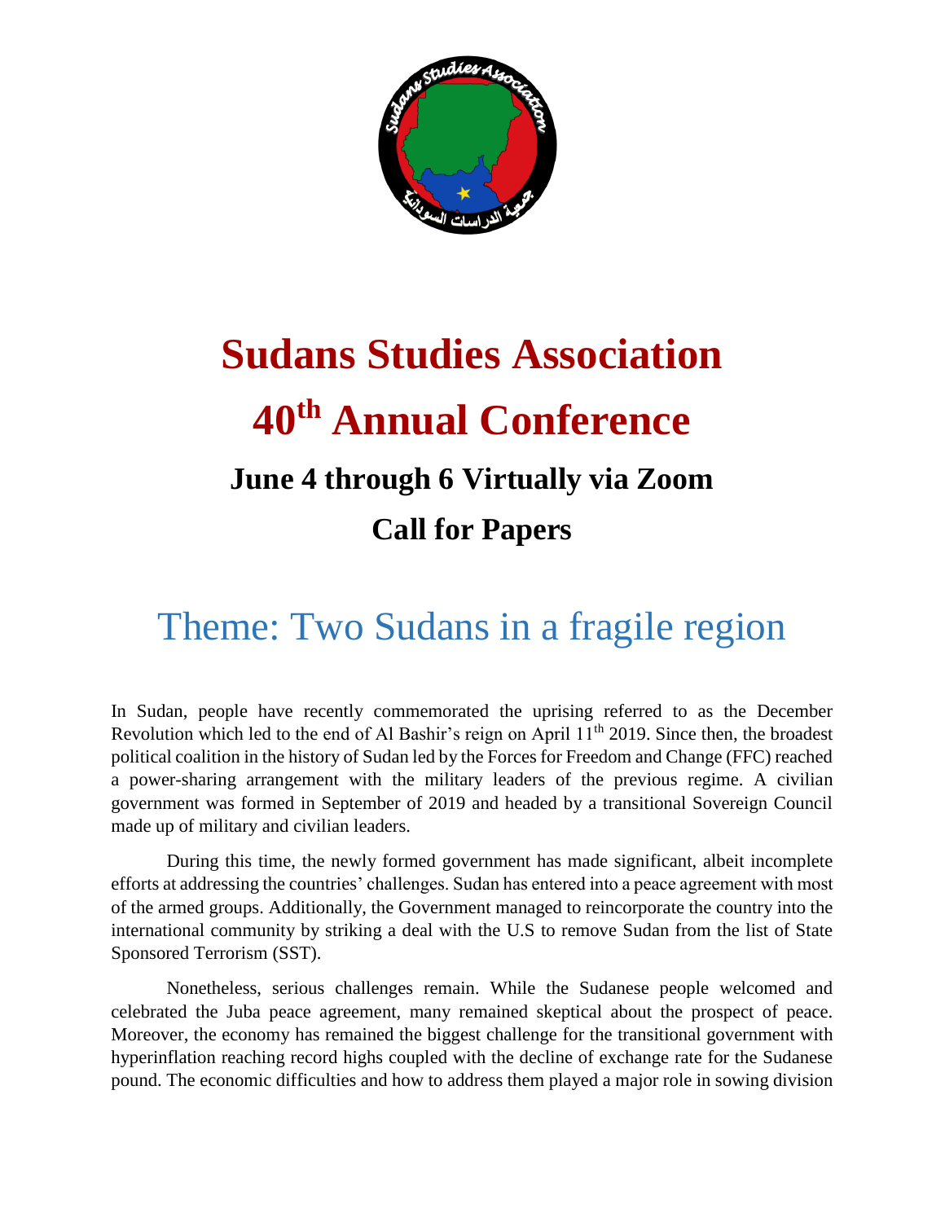# Sudans Studies Association

# 40th Annual Conference

## June 4 through 6 Virtually via Zoom

## Call for Papers

# Theme: Two Sudans in a fragile region

In Sudan, people have recently commemorated the uprising referred to as the December Revolution which led to the end of Al Bashir's reign on April 11th 2019. Since then, the broadest political coalition in the history of Sudan led by the Forces for Freedom and Change (FFC) reached a power-sharing arrangement with the military leaders of the previous regime. A civilian government was formed in September of 2019 and headed by a transitional Sovereign Council made up of military and civilian leaders.

During this time, the newly formed government has made significant, albeit incomplete efforts at addressing the countries' challenges. Sudan has entered into a peace agreement with most of the armed groups. Additionally, the Government managed to reincorporate the country into the international community by striking a deal with the U.S to remove Sudan from the list of State Sponsored Terrorism (SST).

Nonetheless, serious challenges remain. While the Sudanese people welcomed and celebrated the Juba peace agreement, many remained skeptical about the prospect of peace. Moreover, the economy has remained the biggest challenge for the transitional government with hyperinflation reaching record highs coupled with the decline of exchange rate for the Sudanese pound. The economic difficulties and how to address them played a major role in sowing division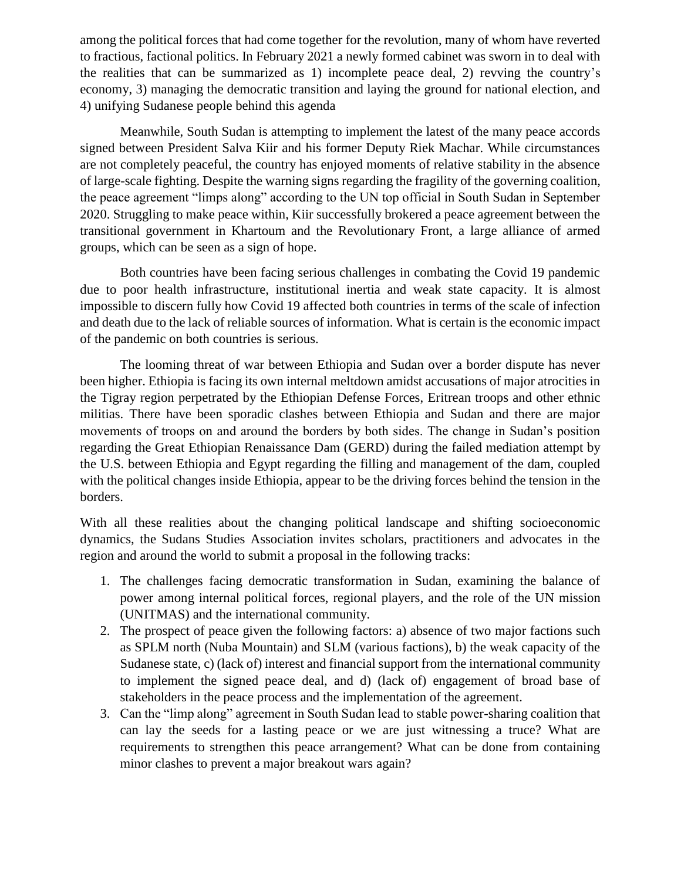among the political forces that had come together for the revolution, many of whom have reverted to fractious, factional politics. In February 2021 a newly formed cabinet was sworn in to deal with the realities that can be summarized as 1) incomplete peace deal, 2) revving the country's economy, 3) managing the democratic transition and laying the ground for national election, and 4) unifying Sudanese people behind this agenda

Meanwhile, South Sudan is attempting to implement the latest of the many peace accords signed between President Salva Kiir and his former Deputy Riek Machar. While circumstances are not completely peaceful, the country has enjoyed moments of relative stability in the absence of large-scale fighting. Despite the warning signs regarding the fragility of the governing coalition, the peace agreement "limps along" according to the UN top official in South Sudan in September 2020. Struggling to make peace within, Kiir successfully brokered a peace agreement between the transitional government in Khartoum and the Revolutionary Front, a large alliance of armed groups, which can be seen as a sign of hope.

Both countries have been facing serious challenges in combating the Covid 19 pandemic due to poor health infrastructure, institutional inertia and weak state capacity. It is almost impossible to discern fully how Covid 19 affected both countries in terms of the scale of infection and death due to the lack of reliable sources of information. What is certain is the economic impact of the pandemic on both countries is serious.

The looming threat of war between Ethiopia and Sudan over a border dispute has never been higher. Ethiopia is facing its own internal meltdown amidst accusations of major atrocities in the Tigray region perpetrated by the Ethiopian Defense Forces, Eritrean troops and other ethnic militias. There have been sporadic clashes between Ethiopia and Sudan and there are major movements of troops on and around the borders by both sides. The change in Sudan's position regarding the Great Ethiopian Renaissance Dam (GERD) during the failed mediation attempt by the U.S. between Ethiopia and Egypt regarding the filling and management of the dam, coupled with the political changes inside Ethiopia, appear to be the driving forces behind the tension in the borders.

With all these realities about the changing political landscape and shifting socioeconomic dynamics, the Sudans Studies Association invites scholars, practitioners and advocates in the region and around the world to submit a proposal in the following tracks:

1. The challenges facing democratic transformation in Sudan, examining the balance of power among internal political forces, regional players, and the role of the UN mission (UNITMAS) and the international community.
2. The prospect of peace given the following factors: a) absence of two major factions such as SPLM north (Nuba Mountain) and SLM (various factions), b) the weak capacity of the Sudanese state, c) (lack of) interest and financial support from the international community to implement the signed peace deal, and d) (lack of) engagement of broad base of stakeholders in the peace process and the implementation of the agreement.
3. Can the "limp along" agreement in South Sudan lead to stable power-sharing coalition that can lay the seeds for a lasting peace or we are just witnessing a truce? What are requirements to strengthen this peace arrangement? What can be done from containing minor clashes to prevent a major breakout wars again?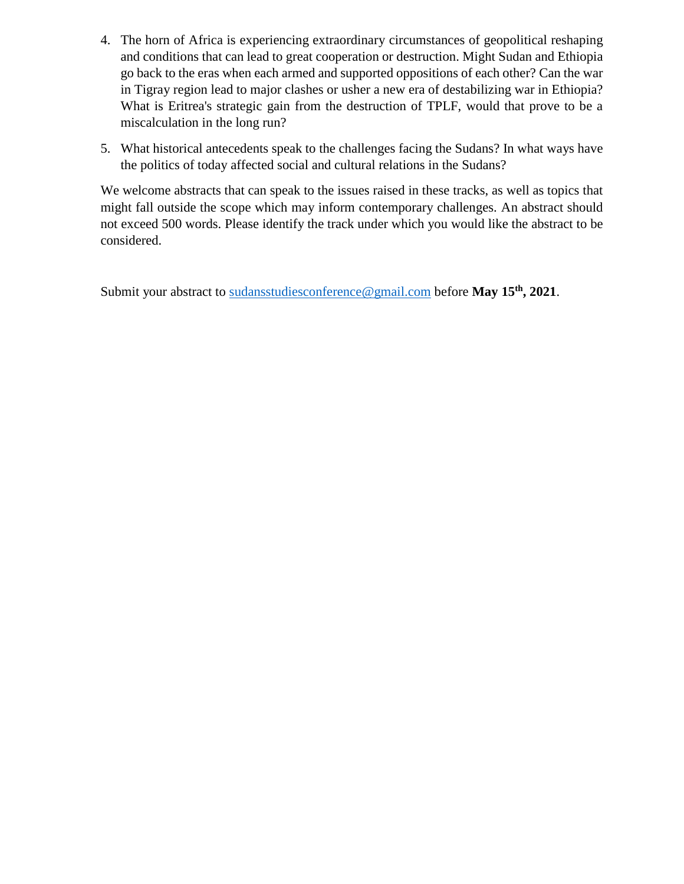4. The horn of Africa is experiencing extraordinary circumstances of geopolitical reshaping and conditions that can lead to great cooperation or destruction. Might Sudan and Ethiopia go back to the eras when each armed and supported oppositions of each other? Can the war in Tigray region lead to major clashes or usher a new era of destabilizing war in Ethiopia? What is Eritrea's strategic gain from the destruction of TPLF, would that prove to be a miscalculation in the long run?

5. What historical antecedents speak to the challenges facing the Sudans? In what ways have the politics of today affected social and cultural relations in the Sudans?

We welcome abstracts that can speak to the issues raised in these tracks, as well as topics that might fall outside the scope which may inform contemporary challenges. An abstract should not exceed 500 words. Please identify the track under which you would like the abstract to be considered.

Submit your abstract to sudansstudiesconference@gmail.com before **May 15th, 2021**.